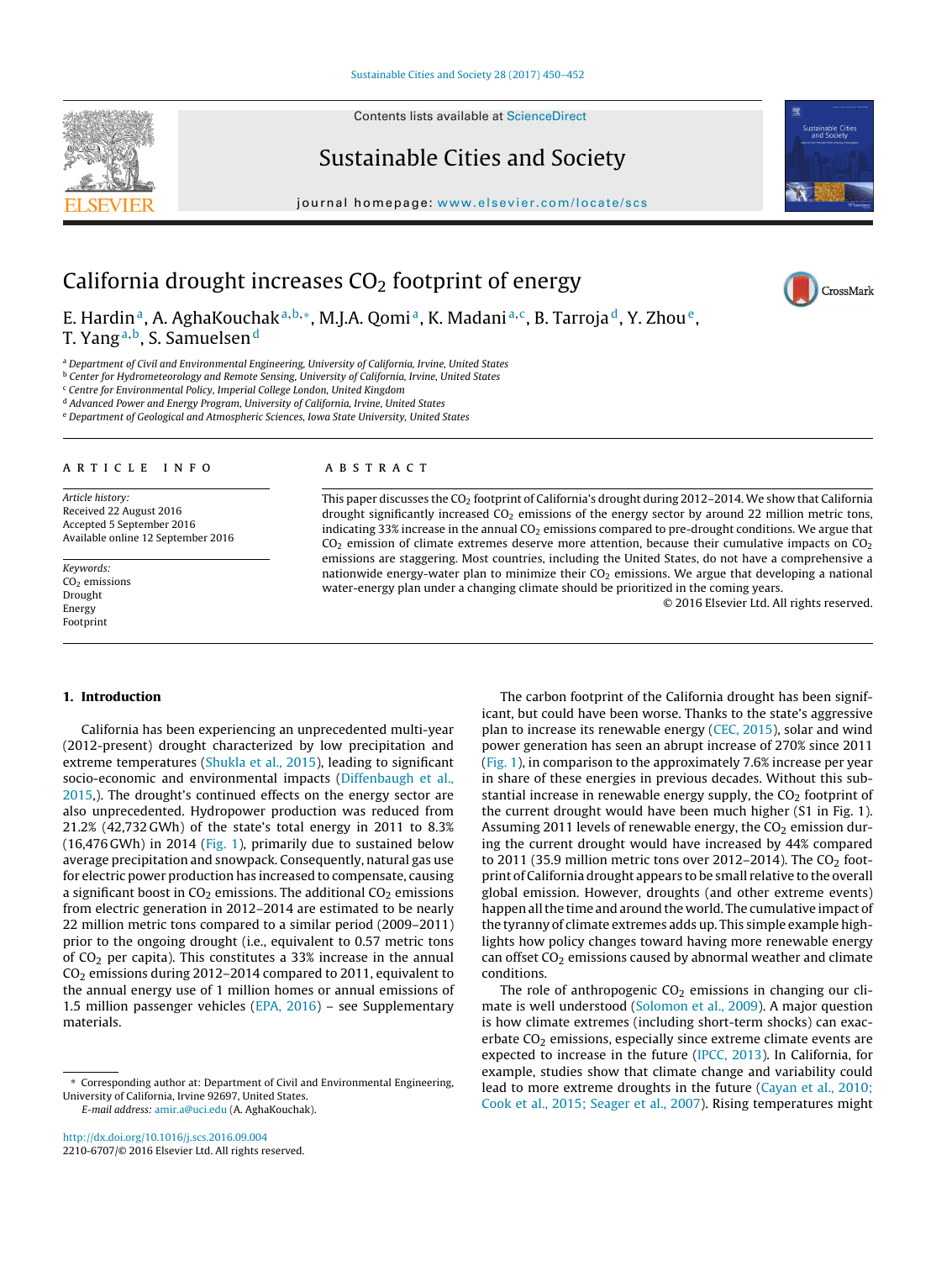# California drought increases $CO_2$ footprint of energy

E. Hardin[a], A. AghaKouchak[a,b,*], M.J.A. Qomi[a], K. Madani[a,c], B. Tarroja[d], Y. Zhou[e], T. Yang[a,b], S. Samuelsen[d]

[a] Department of Civil and Environmental Engineering, University of California, Irvine, United States
[b] Center for Hydrometeorology and Remote Sensing, University of California, Irvine, United States
[c] Centre for Environmental Policy, Imperial College London, United Kingdom
[d] Advanced Power and Energy Program, University of California, Irvine, United States
[e] Department of Geological and Atmospheric Sciences, Iowa State University, United States

## ARTICLE INFO

*Article history:*
Received 22 August 2016
Accepted 5 September 2016
Available online 12 September 2016

*Keywords:*
$CO_2$ emissions
Drought
Energy
Footprint

## ABSTRACT

This paper discusses the $CO_2$ footprint of California's drought during 2012–2014. We show that California drought significantly increased $CO_2$ emissions of the energy sector by around 22 million metric tons, indicating 33% increase in the annual $CO_2$ emissions compared to pre-drought conditions. We argue that $CO_2$ emission of climate extremes deserve more attention, because their cumulative impacts on $CO_2$ emissions are staggering. Most countries, including the United States, do not have a comprehensive a nationwide energy-water plan to minimize their $CO_2$ emissions. We argue that developing a national water-energy plan under a changing climate should be prioritized in the coming years.

© 2016 Elsevier Ltd. All rights reserved.

## 1. Introduction

California has been experiencing an unprecedented multi-year (2012-present) drought characterized by low precipitation and extreme temperatures (Shukla et al., 2015), leading to significant socio-economic and environmental impacts (Diffenbaugh et al., 2015,). The drought's continued effects on the energy sector are also unprecedented. Hydropower production was reduced from 21.2% (42,732 GWh) of the state's total energy in 2011 to 8.3% (16,476 GWh) in 2014 (Fig. 1), primarily due to sustained below average precipitation and snowpack. Consequently, natural gas use for electric power production has increased to compensate, causing a significant boost in $CO_2$ emissions. The additional $CO_2$ emissions from electric generation in 2012–2014 are estimated to be nearly 22 million metric tons compared to a similar period (2009–2011) prior to the ongoing drought (i.e., equivalent to 0.57 metric tons of $CO_2$ per capita). This constitutes a 33% increase in the annual $CO_2$ emissions during 2012–2014 compared to 2011, equivalent to the annual energy use of 1 million homes or annual emissions of 1.5 million passenger vehicles (EPA, 2016) – see Supplementary materials.

The carbon footprint of the California drought has been significant, but could have been worse. Thanks to the state's aggressive plan to increase its renewable energy (CEC, 2015), solar and wind power generation has seen an abrupt increase of 270% since 2011 (Fig. 1), in comparison to the approximately 7.6% increase per year in share of these energies in previous decades. Without this substantial increase in renewable energy supply, the $CO_2$ footprint of the current drought would have been much higher (S1 in Fig. 1). Assuming 2011 levels of renewable energy, the $CO_2$ emission during the current drought would have increased by 44% compared to 2011 (35.9 million metric tons over 2012–2014). The $CO_2$ footprint of California drought appears to be small relative to the overall global emission. However, droughts (and other extreme events) happen all the time and around the world. The cumulative impact of the tyranny of climate extremes adds up. This simple example highlights how policy changes toward having more renewable energy can offset $CO_2$ emissions caused by abnormal weather and climate conditions.

The role of anthropogenic $CO_2$ emissions in changing our climate is well understood (Solomon et al., 2009). A major question is how climate extremes (including short-term shocks) can exacerbate $CO_2$ emissions, especially since extreme climate events are expected to increase in the future (IPCC, 2013). In California, for example, studies show that climate change and variability could lead to more extreme droughts in the future (Cayan et al., 2010; Cook et al., 2015; Seager et al., 2007). Rising temperatures might

* Corresponding author at: Department of Civil and Environmental Engineering, University of California, Irvine 92697, United States.
*E-mail address:* amir.a@uci.edu (A. AghaKouchak).

http://dx.doi.org/10.1016/j.scs.2016.09.004
2210-6707/© 2016 Elsevier Ltd. All rights reserved.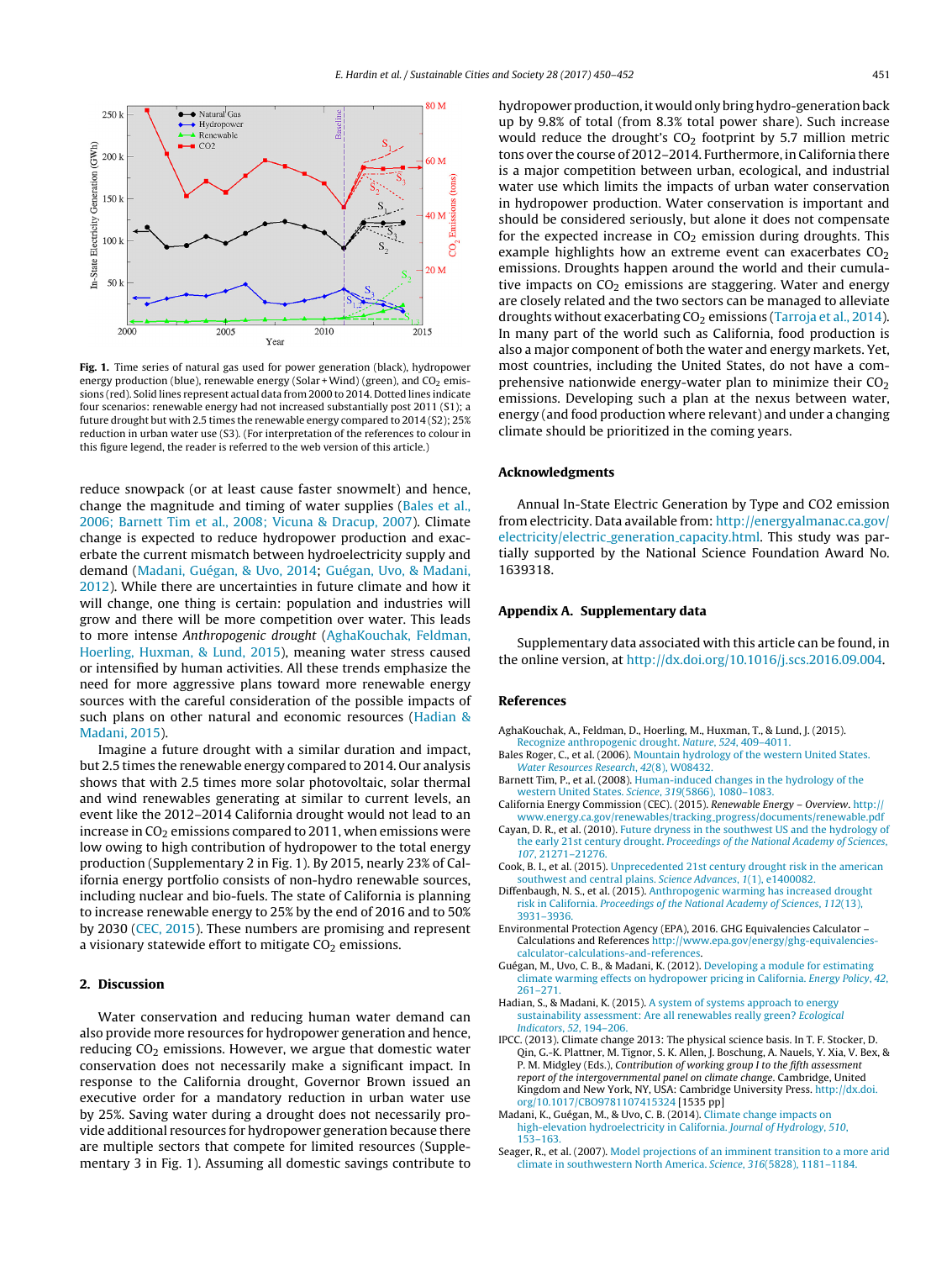Fig. 1. Time series of natural gas used for power generation (black), hydropower energy production (blue), renewable energy (Solar + Wind) (green), and $CO_2$ emissions (red). Solid lines represent actual data from 2000 to 2014. Dotted lines indicate four scenarios: renewable energy had not increased substantially post 2011 (S1); a future drought but with 2.5 times the renewable energy compared to 2014 (S2); 25% reduction in urban water use (S3). (For interpretation of the references to colour in this figure legend, the reader is referred to the web version of this article.)

reduce snowpack (or at least cause faster snowmelt) and hence, change the magnitude and timing of water supplies (Bales et al., 2006; Barnett Tim et al., 2008; Vicuna & Dracup, 2007). Climate change is expected to reduce hydropower production and exacerbate the current mismatch between hydroelectricity supply and demand (Madani, Guégan, & Uvo, 2014; Guégan, Uvo, & Madani, 2012). While there are uncertainties in future climate and how it will change, one thing is certain: population and industries will grow and there will be more competition over water. This leads to more intense *Anthropogenic drought* (AghaKouchak, Feldman, Hoerling, Huxman, & Lund, 2015), meaning water stress caused or intensified by human activities. All these trends emphasize the need for more aggressive plans toward more renewable energy sources with the careful consideration of the possible impacts of such plans on other natural and economic resources (Hadian & Madani, 2015).

Imagine a future drought with a similar duration and impact, but 2.5 times the renewable energy compared to 2014. Our analysis shows that with 2.5 times more solar photovoltaic, solar thermal and wind renewables generating at similar to current levels, an event like the 2012–2014 California drought would not lead to an increase in $CO_2$ emissions compared to 2011, when emissions were low owing to high contribution of hydropower to the total energy production (Supplementary 2 in Fig. 1). By 2015, nearly 23% of California energy portfolio consists of non-hydro renewable sources, including nuclear and bio-fuels. The state of California is planning to increase renewable energy to 25% by the end of 2016 and to 50% by 2030 (CEC, 2015). These numbers are promising and represent a visionary statewide effort to mitigate $CO_2$ emissions.

## 2. Discussion

Water conservation and reducing human water demand can also provide more resources for hydropower generation and hence, reducing $CO_2$ emissions. However, we argue that domestic water conservation does not necessarily make a significant impact. In response to the California drought, Governor Brown issued an executive order for a mandatory reduction in urban water use by 25%. Saving water during a drought does not necessarily provide additional resources for hydropower generation because there are multiple sectors that compete for limited resources (Supplementary 3 in Fig. 1). Assuming all domestic savings contribute to hydropower production, it would only bring hydro-generation back up by 9.8% of total (from 8.3% total power share). Such increase would reduce the drought's $CO_2$ footprint by 5.7 million metric tons over the course of 2012–2014. Furthermore, in California there is a major competition between urban, ecological, and industrial water use which limits the impacts of urban water conservation in hydropower production. Water conservation is important and should be considered seriously, but alone it does not compensate for the expected increase in $CO_2$ emission during droughts. This example highlights how an extreme event can exacerbates $CO_2$ emissions. Droughts happen around the world and their cumulative impacts on $CO_2$ emissions are staggering. Water and energy are closely related and the two sectors can be managed to alleviate droughts without exacerbating $CO_2$ emissions (Tarroja et al., 2014). In many part of the world such as California, food production is also a major component of both the water and energy markets. Yet, most countries, including the United States, do not have a comprehensive nationwide energy-water plan to minimize their $CO_2$ emissions. Developing such a plan at the nexus between water, energy (and food production where relevant) and under a changing climate should be prioritized in the coming years.

## Acknowledgments

Annual In-State Electric Generation by Type and CO2 emission from electricity. Data available from: http://energyalmanac.ca.gov/electricity/electric_generation_capacity.html. This study was partially supported by the National Science Foundation Award No. 1639318.

## Appendix A. Supplementary data

Supplementary data associated with this article can be found, in the online version, at http://dx.doi.org/10.1016/j.scs.2016.09.004.

## References

AghaKouchak, A., Feldman, D., Hoerling, M., Huxman, T., & Lund, J. (2015). Recognize anthropogenic drought. *Nature*, *524*, 409–4011.

Bales Roger, C., et al. (2006). Mountain hydrology of the western United States. *Water Resources Research*, *42*(8), W08432.

Barnett Tim, P., et al. (2008). Human-induced changes in the hydrology of the western United States. *Science*, *319*(5866), 1080–1083.

California Energy Commission (CEC). (2015). *Renewable Energy – Overview*. http://www.energy.ca.gov/renewables/tracking_progress/documents/renewable.pdf

Cayan, D. R., et al. (2010). Future dryness in the southwest US and the hydrology of the early 21st century drought. *Proceedings of the National Academy of Sciences*, *107*, 21271–21276.

Cook, B. I., et al. (2015). Unprecedented 21st century drought risk in the american southwest and central plains. *Science Advances*, *1*(1), e1400082.

Diffenbaugh, N. S., et al. (2015). Anthropogenic warming has increased drought risk in California. *Proceedings of the National Academy of Sciences*, *112*(13), 3931–3936.

Environmental Protection Agency (EPA), 2016. GHG Equivalencies Calculator – Calculations and References http://www.epa.gov/energy/ghg-equivalencies-calculator-calculations-and-references.

Guégan, M., Uvo, C. B., & Madani, K. (2012). Developing a module for estimating climate warming effects on hydropower pricing in California. *Energy Policy*, *42*, 261–271.

Hadian, S., & Madani, K. (2015). A system of systems approach to energy sustainability assessment: Are all renewables really green? *Ecological Indicators*, *52*, 194–206.

IPCC. (2013). Climate change 2013: The physical science basis. In T. F. Stocker, D. Qin, G.-K. Plattner, M. Tignor, S. K. Allen, J. Boschung, A. Nauels, Y. Xia, V. Bex, & P. M. Midgley (Eds.), *Contribution of working group I to the fifth assessment report of the intergovernmental panel on climate change*. Cambridge, United Kingdom and New York, NY, USA: Cambridge University Press. http://dx.doi.org/10.1017/CBO9781107415324 [1535 pp]

Madani, K., Guégan, M., & Uvo, C. B. (2014). Climate change impacts on high-elevation hydroelectricity in California. *Journal of Hydrology*, *510*, 153–163.

Seager, R., et al. (2007). Model projections of an imminent transition to a more arid climate in southwestern North America. *Science*, *316*(5828), 1181–1184.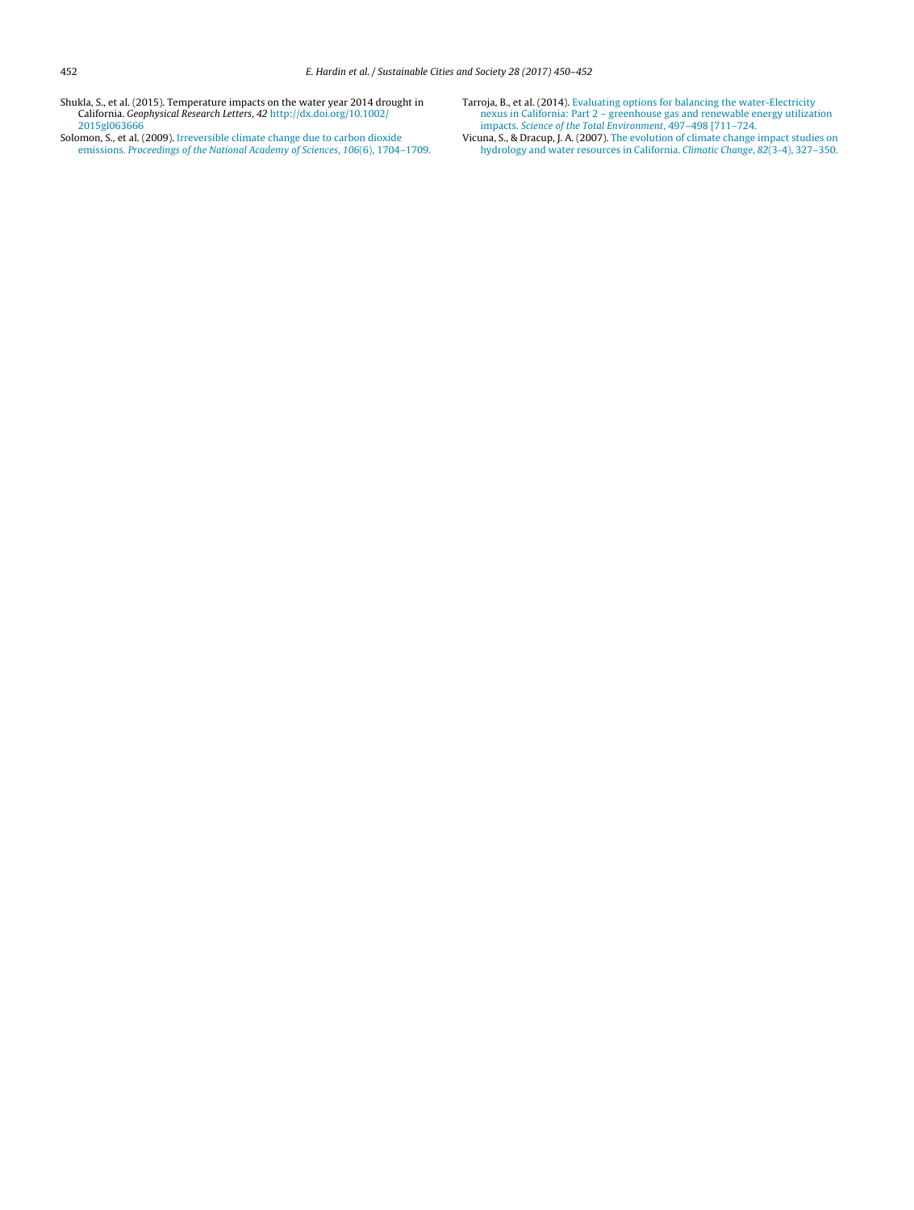Shukla, S., et al. (2015). Temperature impacts on the water year 2014 drought in California. *Geophysical Research Letters*, *42* http://dx.doi.org/10.1002/2015gl063666

Solomon, S., et al. (2009). Irreversible climate change due to carbon dioxide emissions. *Proceedings of the National Academy of Sciences*, *106*(6), 1704–1709.

Tarroja, B., et al. (2014). Evaluating options for balancing the water-Electricity nexus in California: Part 2 – greenhouse gas and renewable energy utilization impacts. *Science of the Total Environment*, 497–498 [711–724.

Vicuna, S., & Dracup, J. A. (2007). The evolution of climate change impact studies on hydrology and water resources in California. *Climatic Change*, *82*(3-4), 327–350.